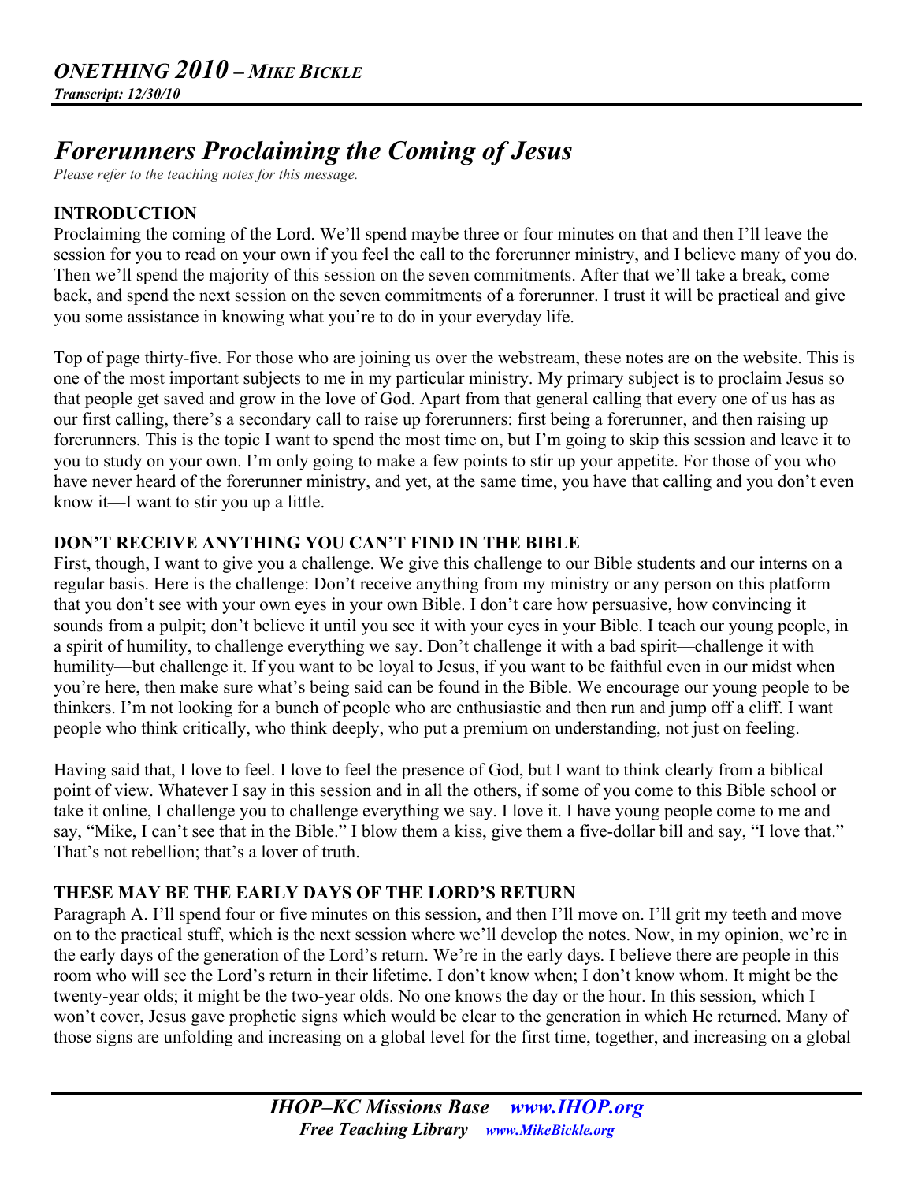# *Forerunners Proclaiming the Coming of Jesus*

*Please refer to the teaching notes for this message.*

## INTRODUCTION

Proclaiming the coming of the Lord. We'll spend maybe three or four minutes on that and then I'll leave the session for you to read on your own if you feel the call to the forerunner ministry, and I believe many of you do. Then we'll spend the majority of this session on the seven commitments. After that we'll take a break, come back, and spend the next session on the seven commitments of a forerunner. I trust it will be practical and give you some assistance in knowing what you're to do in your everyday life.

Top of page thirty-five. For those who are joining us over the webstream, these notes are on the website. This is one of the most important subjects to me in my particular ministry. My primary subject is to proclaim Jesus so that people get saved and grow in the love of God. Apart from that general calling that every one of us has as our first calling, there's a secondary call to raise up forerunners: first being a forerunner, and then raising up forerunners. This is the topic I want to spend the most time on, but I'm going to skip this session and leave it to you to study on your own. I'm only going to make a few points to stir up your appetite. For those of you who have never heard of the forerunner ministry, and yet, at the same time, you have that calling and you don't even know it—I want to stir you up a little.

## DON'T RECEIVE ANYTHING YOU CAN'T FIND IN THE BIBLE

First, though, I want to give you a challenge. We give this challenge to our Bible students and our interns on a regular basis. Here is the challenge: Don't receive anything from my ministry or any person on this platform that you don't see with your own eyes in your own Bible. I don't care how persuasive, how convincing it sounds from a pulpit; don't believe it until you see it with your eyes in your Bible. I teach our young people, in a spirit of humility, to challenge everything we say. Don't challenge it with a bad spirit—challenge it with humility—but challenge it. If you want to be loyal to Jesus, if you want to be faithful even in our midst when you're here, then make sure what's being said can be found in the Bible. We encourage our young people to be thinkers. I'm not looking for a bunch of people who are enthusiastic and then run and jump off a cliff. I want people who think critically, who think deeply, who put a premium on understanding, not just on feeling.

Having said that, I love to feel. I love to feel the presence of God, but I want to think clearly from a biblical point of view. Whatever I say in this session and in all the others, if some of you come to this Bible school or take it online, I challenge you to challenge everything we say. I love it. I have young people come to me and say, "Mike, I can't see that in the Bible." I blow them a kiss, give them a five-dollar bill and say, "I love that." That's not rebellion; that's a lover of truth.

## THESE MAY BE THE EARLY DAYS OF THE LORD'S RETURN

Paragraph A. I'll spend four or five minutes on this session, and then I'll move on. I'll grit my teeth and move on to the practical stuff, which is the next session where we'll develop the notes. Now, in my opinion, we're in the early days of the generation of the Lord's return. We're in the early days. I believe there are people in this room who will see the Lord's return in their lifetime. I don't know when; I don't know whom. It might be the twenty-year olds; it might be the two-year olds. No one knows the day or the hour. In this session, which I won't cover, Jesus gave prophetic signs which would be clear to the generation in which He returned. Many of those signs are unfolding and increasing on a global level for the first time, together, and increasing on a global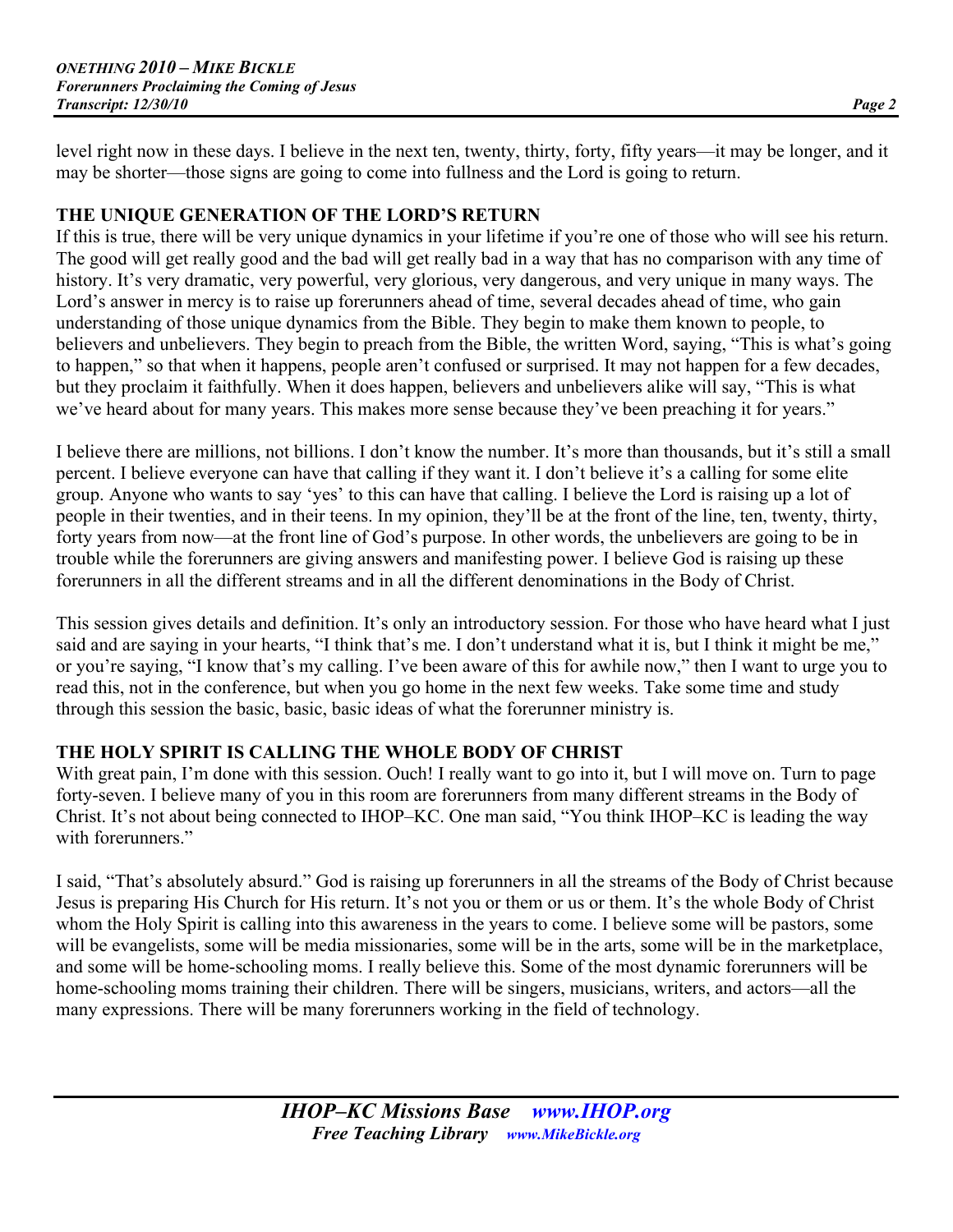level right now in these days. I believe in the next ten, twenty, thirty, forty, fifty years—it may be longer, and it may be shorter—those signs are going to come into fullness and the Lord is going to return.

## THE UNIQUE GENERATION OF THE LORD'S RETURN

If this is true, there will be very unique dynamics in your lifetime if you're one of those who will see his return. The good will get really good and the bad will get really bad in a way that has no comparison with any time of history. It's very dramatic, very powerful, very glorious, very dangerous, and very unique in many ways. The Lord's answer in mercy is to raise up forerunners ahead of time, several decades ahead of time, who gain understanding of those unique dynamics from the Bible. They begin to make them known to people, to believers and unbelievers. They begin to preach from the Bible, the written Word, saying, "This is what's going to happen," so that when it happens, people aren't confused or surprised. It may not happen for a few decades, but they proclaim it faithfully. When it does happen, believers and unbelievers alike will say, "This is what we've heard about for many years. This makes more sense because they've been preaching it for years."

I believe there are millions, not billions. I don't know the number. It's more than thousands, but it's still a small percent. I believe everyone can have that calling if they want it. I don't believe it's a calling for some elite group. Anyone who wants to say 'yes' to this can have that calling. I believe the Lord is raising up a lot of people in their twenties, and in their teens. In my opinion, they'll be at the front of the line, ten, twenty, thirty, forty years from now—at the front line of God's purpose. In other words, the unbelievers are going to be in trouble while the forerunners are giving answers and manifesting power. I believe God is raising up these forerunners in all the different streams and in all the different denominations in the Body of Christ.

This session gives details and definition. It's only an introductory session. For those who have heard what I just said and are saying in your hearts, "I think that's me. I don't understand what it is, but I think it might be me," or you're saying, "I know that's my calling. I've been aware of this for awhile now," then I want to urge you to read this, not in the conference, but when you go home in the next few weeks. Take some time and study through this session the basic, basic, basic ideas of what the forerunner ministry is.

## THE HOLY SPIRIT IS CALLING THE WHOLE BODY OF CHRIST

With great pain, I'm done with this session. Ouch! I really want to go into it, but I will move on. Turn to page forty-seven. I believe many of you in this room are forerunners from many different streams in the Body of Christ. It's not about being connected to IHOP–KC. One man said, "You think IHOP–KC is leading the way with forerunners."

I said, "That's absolutely absurd." God is raising up forerunners in all the streams of the Body of Christ because Jesus is preparing His Church for His return. It's not you or them or us or them. It's the whole Body of Christ whom the Holy Spirit is calling into this awareness in the years to come. I believe some will be pastors, some will be evangelists, some will be media missionaries, some will be in the arts, some will be in the marketplace, and some will be home-schooling moms. I really believe this. Some of the most dynamic forerunners will be home-schooling moms training their children. There will be singers, musicians, writers, and actors—all the many expressions. There will be many forerunners working in the field of technology.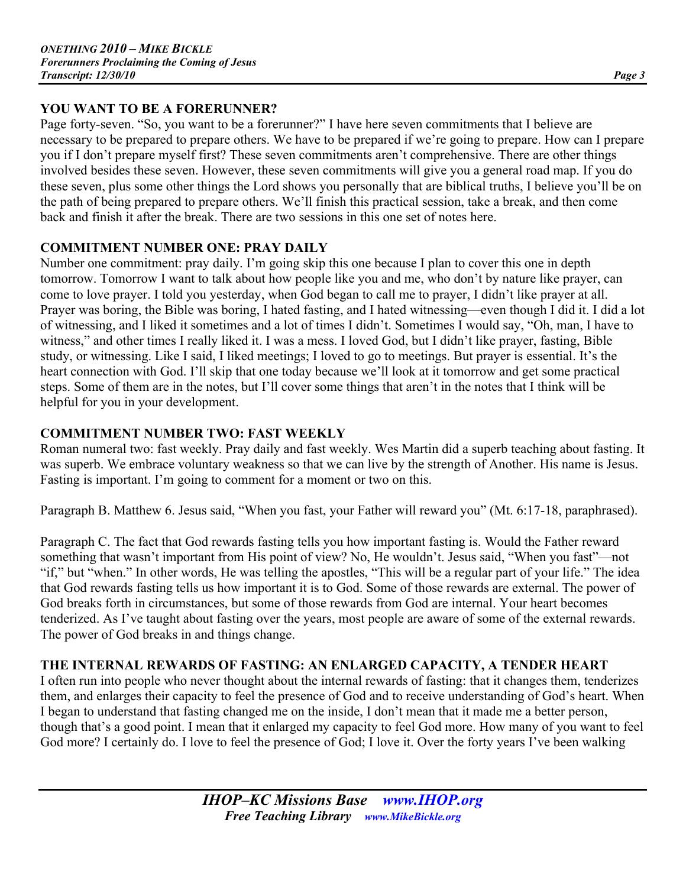## YOU WANT TO BE A FORERUNNER?

Page forty-seven. "So, you want to be a forerunner?" I have here seven commitments that I believe are necessary to be prepared to prepare others. We have to be prepared if we're going to prepare. How can I prepare you if I don't prepare myself first? These seven commitments aren't comprehensive. There are other things involved besides these seven. However, these seven commitments will give you a general road map. If you do these seven, plus some other things the Lord shows you personally that are biblical truths, I believe you'll be on the path of being prepared to prepare others. We'll finish this practical session, take a break, and then come back and finish it after the break. There are two sessions in this one set of notes here.

## COMMITMENT NUMBER ONE: PRAY DAILY

Number one commitment: pray daily. I'm going skip this one because I plan to cover this one in depth tomorrow. Tomorrow I want to talk about how people like you and me, who don't by nature like prayer, can come to love prayer. I told you yesterday, when God began to call me to prayer, I didn't like prayer at all. Prayer was boring, the Bible was boring, I hated fasting, and I hated witnessing—even though I did it. I did a lot of witnessing, and I liked it sometimes and a lot of times I didn't. Sometimes I would say, "Oh, man, I have to witness," and other times I really liked it. I was a mess. I loved God, but I didn't like prayer, fasting, Bible study, or witnessing. Like I said, I liked meetings; I loved to go to meetings. But prayer is essential. It's the heart connection with God. I'll skip that one today because we'll look at it tomorrow and get some practical steps. Some of them are in the notes, but I'll cover some things that aren't in the notes that I think will be helpful for you in your development.

## COMMITMENT NUMBER TWO: FAST WEEKLY

Roman numeral two: fast weekly. Pray daily and fast weekly. Wes Martin did a superb teaching about fasting. It was superb. We embrace voluntary weakness so that we can live by the strength of Another. His name is Jesus. Fasting is important. I'm going to comment for a moment or two on this.

Paragraph B. Matthew 6. Jesus said, "When you fast, your Father will reward you" (Mt. 6:17-18, paraphrased).

Paragraph C. The fact that God rewards fasting tells you how important fasting is. Would the Father reward something that wasn't important from His point of view? No, He wouldn't. Jesus said, "When you fast"—not "if," but "when." In other words, He was telling the apostles, "This will be a regular part of your life." The idea that God rewards fasting tells us how important it is to God. Some of those rewards are external. The power of God breaks forth in circumstances, but some of those rewards from God are internal. Your heart becomes tenderized. As I've taught about fasting over the years, most people are aware of some of the external rewards. The power of God breaks in and things change.

## THE INTERNAL REWARDS OF FASTING: AN ENLARGED CAPACITY, A TENDER HEART

I often run into people who never thought about the internal rewards of fasting: that it changes them, tenderizes them, and enlarges their capacity to feel the presence of God and to receive understanding of God's heart. When I began to understand that fasting changed me on the inside, I don't mean that it made me a better person, though that's a good point. I mean that it enlarged my capacity to feel God more. How many of you want to feel God more? I certainly do. I love to feel the presence of God; I love it. Over the forty years I've been walking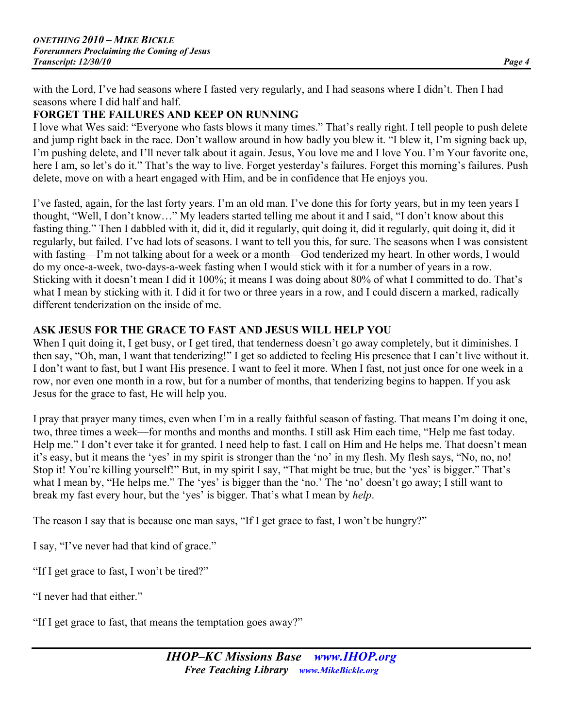with the Lord, I've had seasons where I fasted very regularly, and I had seasons where I didn't. Then I had seasons where I did half and half.

## FORGET THE FAILURES AND KEEP ON RUNNING

I love what Wes said: "Everyone who fasts blows it many times." That's really right. I tell people to push delete and jump right back in the race. Don't wallow around in how badly you blew it. "I blew it, I'm signing back up, I'm pushing delete, and I'll never talk about it again. Jesus, You love me and I love You. I'm Your favorite one, here I am, so let's do it." That's the way to live. Forget yesterday's failures. Forget this morning's failures. Push delete, move on with a heart engaged with Him, and be in confidence that He enjoys you.

I've fasted, again, for the last forty years. I'm an old man. I've done this for forty years, but in my teen years I thought, "Well, I don't know…" My leaders started telling me about it and I said, "I don't know about this fasting thing." Then I dabbled with it, did it, did it regularly, quit doing it, did it regularly, quit doing it, did it regularly, but failed. I've had lots of seasons. I want to tell you this, for sure. The seasons when I was consistent with fasting—I'm not talking about for a week or a month—God tenderized my heart. In other words, I would do my once-a-week, two-days-a-week fasting when I would stick with it for a number of years in a row. Sticking with it doesn't mean I did it 100%; it means I was doing about 80% of what I committed to do. That's what I mean by sticking with it. I did it for two or three years in a row, and I could discern a marked, radically different tenderization on the inside of me.

## ASK JESUS FOR THE GRACE TO FAST AND JESUS WILL HELP YOU

When I quit doing it, I get busy, or I get tired, that tenderness doesn't go away completely, but it diminishes. I then say, "Oh, man, I want that tenderizing!" I get so addicted to feeling His presence that I can't live without it. I don't want to fast, but I want His presence. I want to feel it more. When I fast, not just once for one week in a row, nor even one month in a row, but for a number of months, that tenderizing begins to happen. If you ask Jesus for the grace to fast, He will help you.

I pray that prayer many times, even when I'm in a really faithful season of fasting. That means I'm doing it one, two, three times a week—for months and months and months. I still ask Him each time, "Help me fast today. Help me." I don't ever take it for granted. I need help to fast. I call on Him and He helps me. That doesn't mean it's easy, but it means the 'yes' in my spirit is stronger than the 'no' in my flesh. My flesh says, "No, no, no! Stop it! You're killing yourself!" But, in my spirit I say, "That might be true, but the 'yes' is bigger." That's what I mean by, "He helps me." The 'yes' is bigger than the 'no.' The 'no' doesn't go away; I still want to break my fast every hour, but the 'yes' is bigger. That's what I mean by *help*.

The reason I say that is because one man says, "If I get grace to fast, I won't be hungry?"

I say, "I've never had that kind of grace."

"If I get grace to fast, I won't be tired?"

"I never had that either."

"If I get grace to fast, that means the temptation goes away?"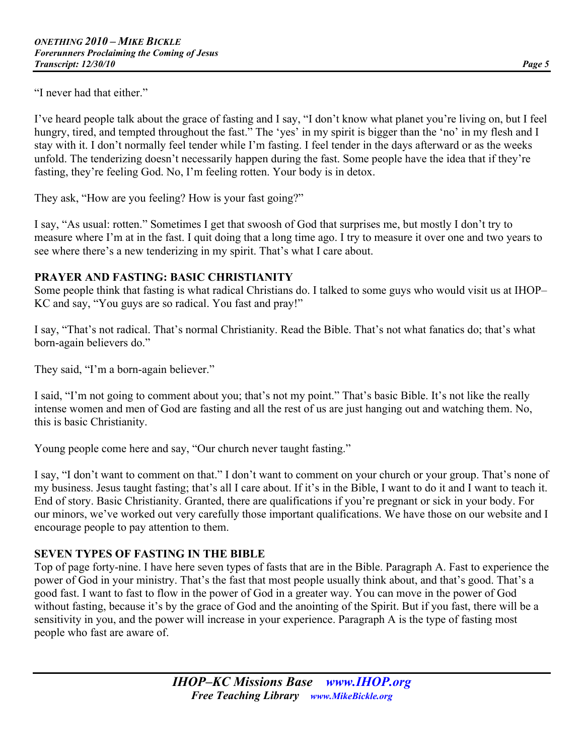"I never had that either."

I've heard people talk about the grace of fasting and I say, "I don't know what planet you're living on, but I feel hungry, tired, and tempted throughout the fast." The 'yes' in my spirit is bigger than the 'no' in my flesh and I stay with it. I don't normally feel tender while I'm fasting. I feel tender in the days afterward or as the weeks unfold. The tenderizing doesn't necessarily happen during the fast. Some people have the idea that if they're fasting, they're feeling God. No, I'm feeling rotten. Your body is in detox.

They ask, "How are you feeling? How is your fast going?"

I say, "As usual: rotten." Sometimes I get that swoosh of God that surprises me, but mostly I don't try to measure where I'm at in the fast. I quit doing that a long time ago. I try to measure it over one and two years to see where there's a new tenderizing in my spirit. That's what I care about.

## PRAYER AND FASTING: BASIC CHRISTIANITY

Some people think that fasting is what radical Christians do. I talked to some guys who would visit us at IHOP–KC and say, "You guys are so radical. You fast and pray!"

I say, "That's not radical. That's normal Christianity. Read the Bible. That's not what fanatics do; that's what born-again believers do."

They said, "I'm a born-again believer."

I said, "I'm not going to comment about you; that's not my point." That's basic Bible. It's not like the really intense women and men of God are fasting and all the rest of us are just hanging out and watching them. No, this is basic Christianity.

Young people come here and say, "Our church never taught fasting."

I say, "I don't want to comment on that." I don't want to comment on your church or your group. That's none of my business. Jesus taught fasting; that's all I care about. If it's in the Bible, I want to do it and I want to teach it. End of story. Basic Christianity. Granted, there are qualifications if you're pregnant or sick in your body. For our minors, we've worked out very carefully those important qualifications. We have those on our website and I encourage people to pay attention to them.

## SEVEN TYPES OF FASTING IN THE BIBLE

Top of page forty-nine. I have here seven types of fasts that are in the Bible. Paragraph A. Fast to experience the power of God in your ministry. That's the fast that most people usually think about, and that's good. That's a good fast. I want to fast to flow in the power of God in a greater way. You can move in the power of God without fasting, because it's by the grace of God and the anointing of the Spirit. But if you fast, there will be a sensitivity in you, and the power will increase in your experience. Paragraph A is the type of fasting most people who fast are aware of.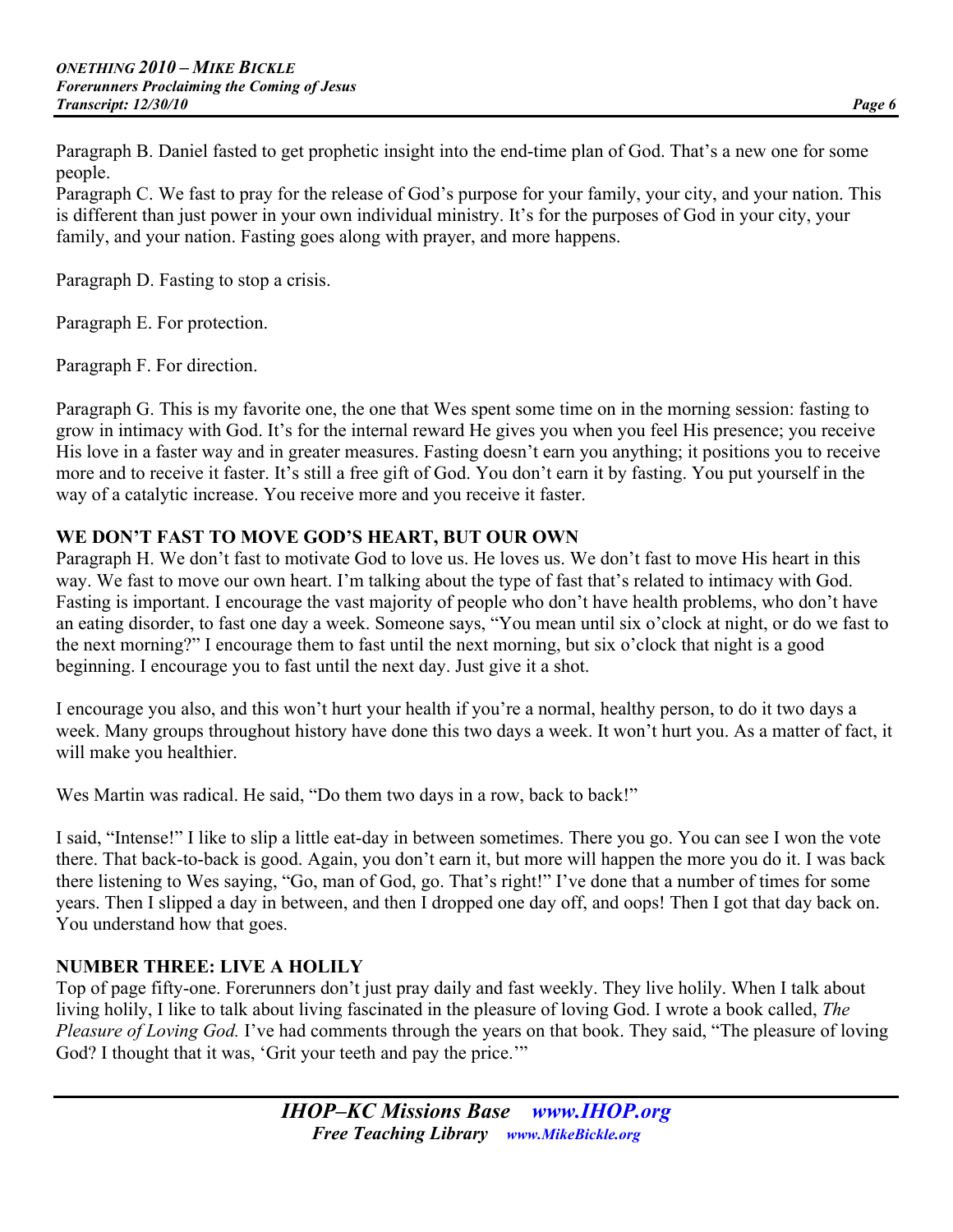Paragraph B. Daniel fasted to get prophetic insight into the end-time plan of God. That's a new one for some people.
Paragraph C. We fast to pray for the release of God's purpose for your family, your city, and your nation. This is different than just power in your own individual ministry. It's for the purposes of God in your city, your family, and your nation. Fasting goes along with prayer, and more happens.

Paragraph D. Fasting to stop a crisis.

Paragraph E. For protection.

Paragraph F. For direction.

Paragraph G. This is my favorite one, the one that Wes spent some time on in the morning session: fasting to grow in intimacy with God. It's for the internal reward He gives you when you feel His presence; you receive His love in a faster way and in greater measures. Fasting doesn't earn you anything; it positions you to receive more and to receive it faster. It's still a free gift of God. You don't earn it by fasting. You put yourself in the way of a catalytic increase. You receive more and you receive it faster.

**WE DON'T FAST TO MOVE GOD'S HEART, BUT OUR OWN**
Paragraph H. We don't fast to motivate God to love us. He loves us. We don't fast to move His heart in this way. We fast to move our own heart. I'm talking about the type of fast that's related to intimacy with God. Fasting is important. I encourage the vast majority of people who don't have health problems, who don't have an eating disorder, to fast one day a week. Someone says, "You mean until six o'clock at night, or do we fast to the next morning?" I encourage them to fast until the next morning, but six o'clock that night is a good beginning. I encourage you to fast until the next day. Just give it a shot.

I encourage you also, and this won't hurt your health if you're a normal, healthy person, to do it two days a week. Many groups throughout history have done this two days a week. It won't hurt you. As a matter of fact, it will make you healthier.

Wes Martin was radical. He said, "Do them two days in a row, back to back!"

I said, "Intense!" I like to slip a little eat-day in between sometimes. There you go. You can see I won the vote there. That back-to-back is good. Again, you don't earn it, but more will happen the more you do it. I was back there listening to Wes saying, "Go, man of God, go. That's right!" I've done that a number of times for some years. Then I slipped a day in between, and then I dropped one day off, and oops! Then I got that day back on. You understand how that goes.

**NUMBER THREE: LIVE A HOLILY**
Top of page fifty-one. Forerunners don't just pray daily and fast weekly. They live holily. When I talk about living holily, I like to talk about living fascinated in the pleasure of loving God. I wrote a book called, *The Pleasure of Loving God.* I've had comments through the years on that book. They said, "The pleasure of loving God? I thought that it was, 'Grit your teeth and pay the price.'"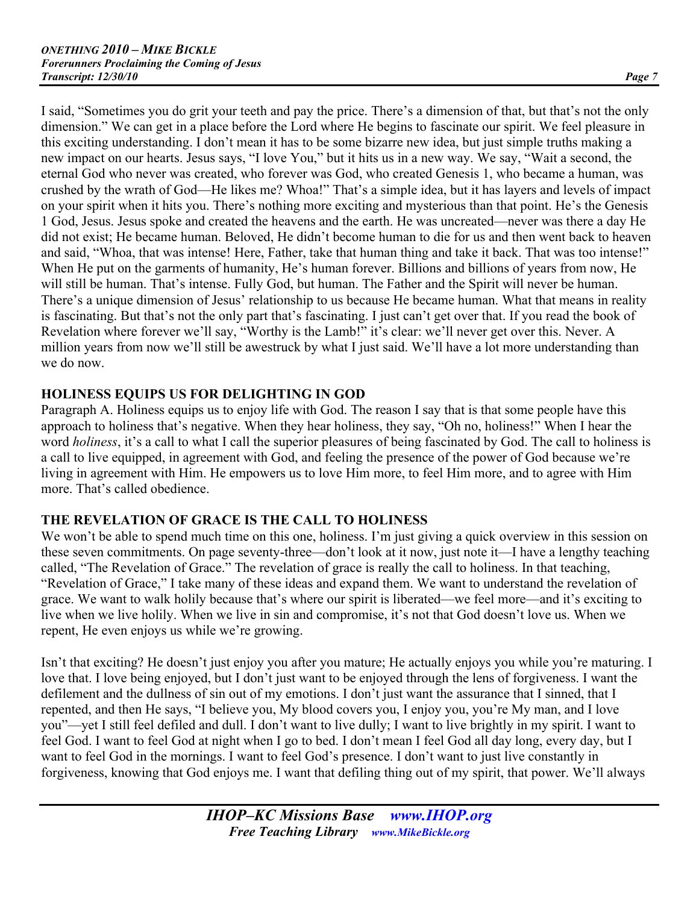I said, "Sometimes you do grit your teeth and pay the price. There's a dimension of that, but that's not the only dimension." We can get in a place before the Lord where He begins to fascinate our spirit. We feel pleasure in this exciting understanding. I don't mean it has to be some bizarre new idea, but just simple truths making a new impact on our hearts. Jesus says, "I love You," but it hits us in a new way. We say, "Wait a second, the eternal God who never was created, who forever was God, who created Genesis 1, who became a human, was crushed by the wrath of God—He likes me? Whoa!" That's a simple idea, but it has layers and levels of impact on your spirit when it hits you. There's nothing more exciting and mysterious than that point. He's the Genesis 1 God, Jesus. Jesus spoke and created the heavens and the earth. He was uncreated—never was there a day He did not exist; He became human. Beloved, He didn't become human to die for us and then went back to heaven and said, "Whoa, that was intense! Here, Father, take that human thing and take it back. That was too intense!" When He put on the garments of humanity, He's human forever. Billions and billions of years from now, He will still be human. That's intense. Fully God, but human. The Father and the Spirit will never be human. There's a unique dimension of Jesus' relationship to us because He became human. What that means in reality is fascinating. But that's not the only part that's fascinating. I just can't get over that. If you read the book of Revelation where forever we'll say, "Worthy is the Lamb!" it's clear: we'll never get over this. Never. A million years from now we'll still be awestruck by what I just said. We'll have a lot more understanding than we do now.

## HOLINESS EQUIPS US FOR DELIGHTING IN GOD

Paragraph A. Holiness equips us to enjoy life with God. The reason I say that is that some people have this approach to holiness that's negative. When they hear holiness, they say, "Oh no, holiness!" When I hear the word *holiness*, it's a call to what I call the superior pleasures of being fascinated by God. The call to holiness is a call to live equipped, in agreement with God, and feeling the presence of the power of God because we're living in agreement with Him. He empowers us to love Him more, to feel Him more, and to agree with Him more. That's called obedience.

## THE REVELATION OF GRACE IS THE CALL TO HOLINESS

We won't be able to spend much time on this one, holiness. I'm just giving a quick overview in this session on these seven commitments. On page seventy-three—don't look at it now, just note it—I have a lengthy teaching called, "The Revelation of Grace." The revelation of grace is really the call to holiness. In that teaching, "Revelation of Grace," I take many of these ideas and expand them. We want to understand the revelation of grace. We want to walk holily because that's where our spirit is liberated—we feel more—and it's exciting to live when we live holily. When we live in sin and compromise, it's not that God doesn't love us. When we repent, He even enjoys us while we're growing.

Isn't that exciting? He doesn't just enjoy you after you mature; He actually enjoys you while you're maturing. I love that. I love being enjoyed, but I don't just want to be enjoyed through the lens of forgiveness. I want the defilement and the dullness of sin out of my emotions. I don't just want the assurance that I sinned, that I repented, and then He says, "I believe you, My blood covers you, I enjoy you, you're My man, and I love you"—yet I still feel defiled and dull. I don't want to live dully; I want to live brightly in my spirit. I want to feel God. I want to feel God at night when I go to bed. I don't mean I feel God all day long, every day, but I want to feel God in the mornings. I want to feel God's presence. I don't want to just live constantly in forgiveness, knowing that God enjoys me. I want that defiling thing out of my spirit, that power. We'll always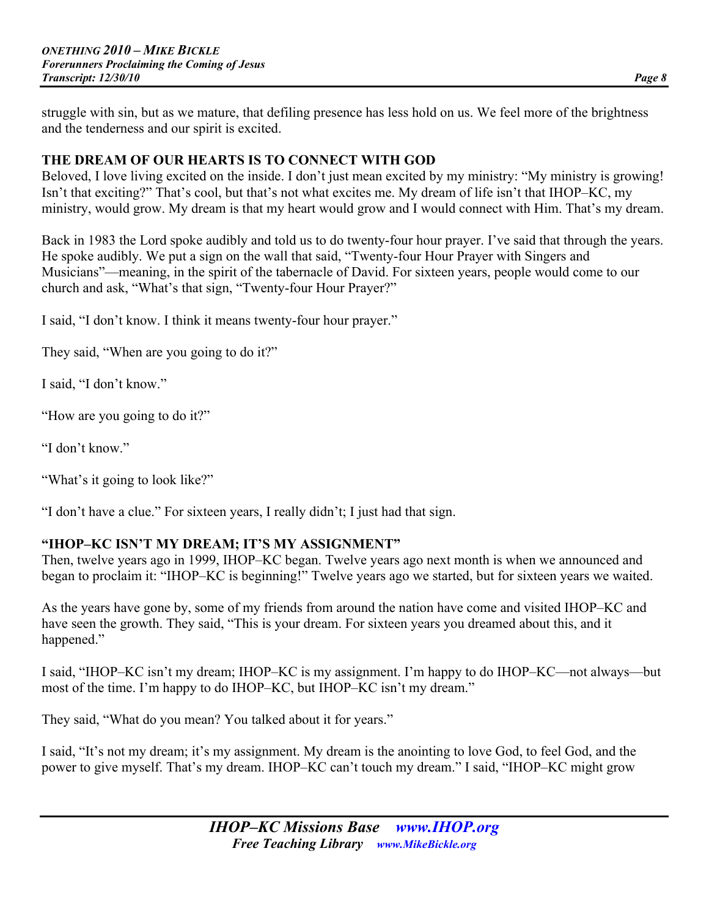struggle with sin, but as we mature, that defiling presence has less hold on us. We feel more of the brightness and the tenderness and our spirit is excited.

## THE DREAM OF OUR HEARTS IS TO CONNECT WITH GOD

Beloved, I love living excited on the inside. I don't just mean excited by my ministry: "My ministry is growing! Isn't that exciting?" That's cool, but that's not what excites me. My dream of life isn't that IHOP–KC, my ministry, would grow. My dream is that my heart would grow and I would connect with Him. That's my dream.

Back in 1983 the Lord spoke audibly and told us to do twenty-four hour prayer. I've said that through the years. He spoke audibly. We put a sign on the wall that said, "Twenty-four Hour Prayer with Singers and Musicians"—meaning, in the spirit of the tabernacle of David. For sixteen years, people would come to our church and ask, "What's that sign, "Twenty-four Hour Prayer?"

I said, "I don't know. I think it means twenty-four hour prayer."

They said, "When are you going to do it?"

I said, "I don't know."

"How are you going to do it?"

"I don't know."

"What's it going to look like?"

"I don't have a clue." For sixteen years, I really didn't; I just had that sign.

## "IHOP–KC ISN'T MY DREAM; IT'S MY ASSIGNMENT"

Then, twelve years ago in 1999, IHOP–KC began. Twelve years ago next month is when we announced and began to proclaim it: "IHOP–KC is beginning!" Twelve years ago we started, but for sixteen years we waited.

As the years have gone by, some of my friends from around the nation have come and visited IHOP–KC and have seen the growth. They said, "This is your dream. For sixteen years you dreamed about this, and it happened."

I said, "IHOP–KC isn't my dream; IHOP–KC is my assignment. I'm happy to do IHOP–KC—not always—but most of the time. I'm happy to do IHOP–KC, but IHOP–KC isn't my dream."

They said, "What do you mean? You talked about it for years."

I said, "It's not my dream; it's my assignment. My dream is the anointing to love God, to feel God, and the power to give myself. That's my dream. IHOP–KC can't touch my dream." I said, "IHOP–KC might grow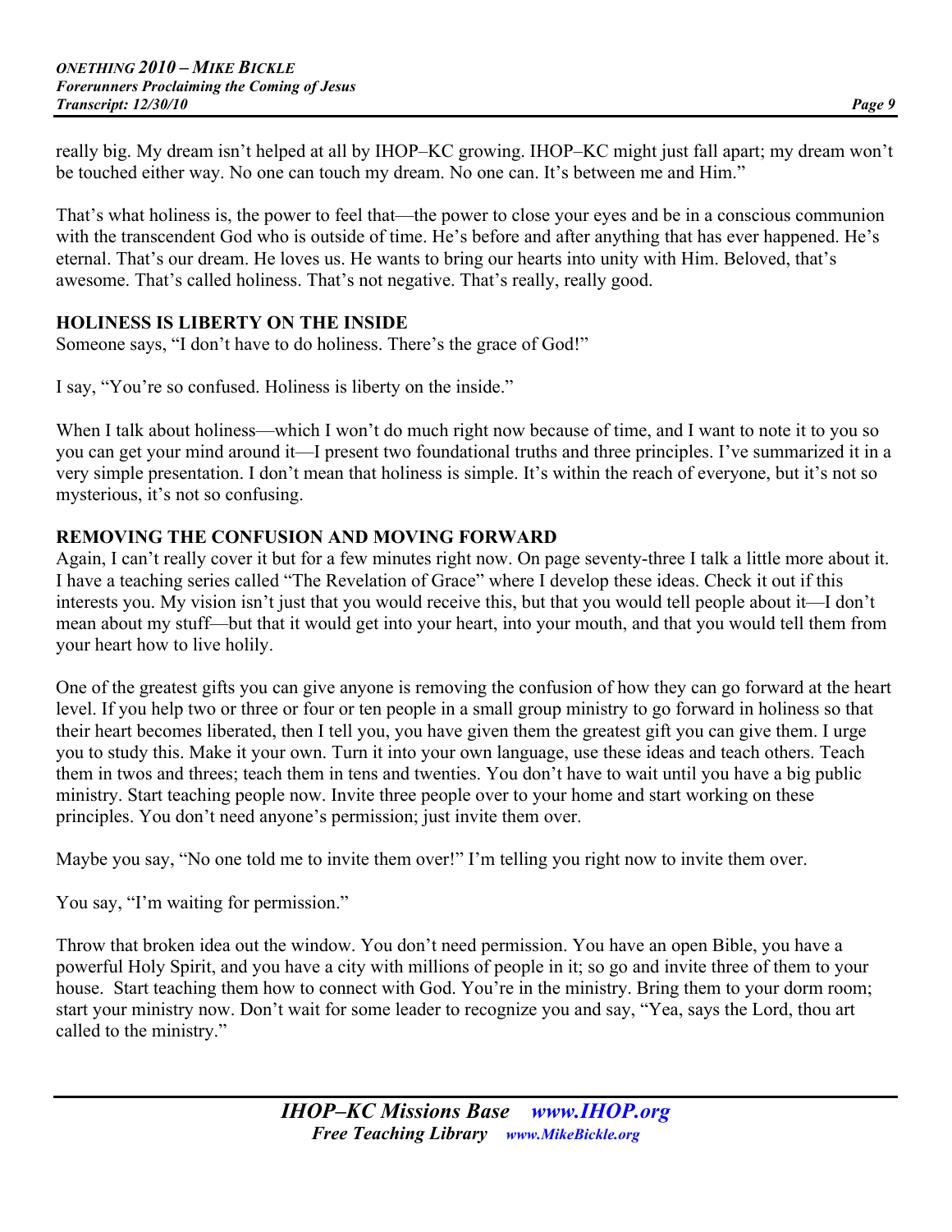really big. My dream isn't helped at all by IHOP–KC growing. IHOP–KC might just fall apart; my dream won't be touched either way. No one can touch my dream. No one can. It's between me and Him."

That's what holiness is, the power to feel that—the power to close your eyes and be in a conscious communion with the transcendent God who is outside of time. He's before and after anything that has ever happened. He's eternal. That's our dream. He loves us. He wants to bring our hearts into unity with Him. Beloved, that's awesome. That's called holiness. That's not negative. That's really, really good.

## HOLINESS IS LIBERTY ON THE INSIDE

Someone says, "I don't have to do holiness. There's the grace of God!"

I say, "You're so confused. Holiness is liberty on the inside."

When I talk about holiness—which I won't do much right now because of time, and I want to note it to you so you can get your mind around it—I present two foundational truths and three principles. I've summarized it in a very simple presentation. I don't mean that holiness is simple. It's within the reach of everyone, but it's not so mysterious, it's not so confusing.

## REMOVING THE CONFUSION AND MOVING FORWARD

Again, I can't really cover it but for a few minutes right now. On page seventy-three I talk a little more about it. I have a teaching series called "The Revelation of Grace" where I develop these ideas. Check it out if this interests you. My vision isn't just that you would receive this, but that you would tell people about it—I don't mean about my stuff—but that it would get into your heart, into your mouth, and that you would tell them from your heart how to live holily.

One of the greatest gifts you can give anyone is removing the confusion of how they can go forward at the heart level. If you help two or three or four or ten people in a small group ministry to go forward in holiness so that their heart becomes liberated, then I tell you, you have given them the greatest gift you can give them. I urge you to study this. Make it your own. Turn it into your own language, use these ideas and teach others. Teach them in twos and threes; teach them in tens and twenties. You don't have to wait until you have a big public ministry. Start teaching people now. Invite three people over to your home and start working on these principles. You don't need anyone's permission; just invite them over.

Maybe you say, "No one told me to invite them over!" I'm telling you right now to invite them over.

You say, "I'm waiting for permission."

Throw that broken idea out the window. You don't need permission. You have an open Bible, you have a powerful Holy Spirit, and you have a city with millions of people in it; so go and invite three of them to your house. Start teaching them how to connect with God. You're in the ministry. Bring them to your dorm room; start your ministry now. Don't wait for some leader to recognize you and say, "Yea, says the Lord, thou art called to the ministry."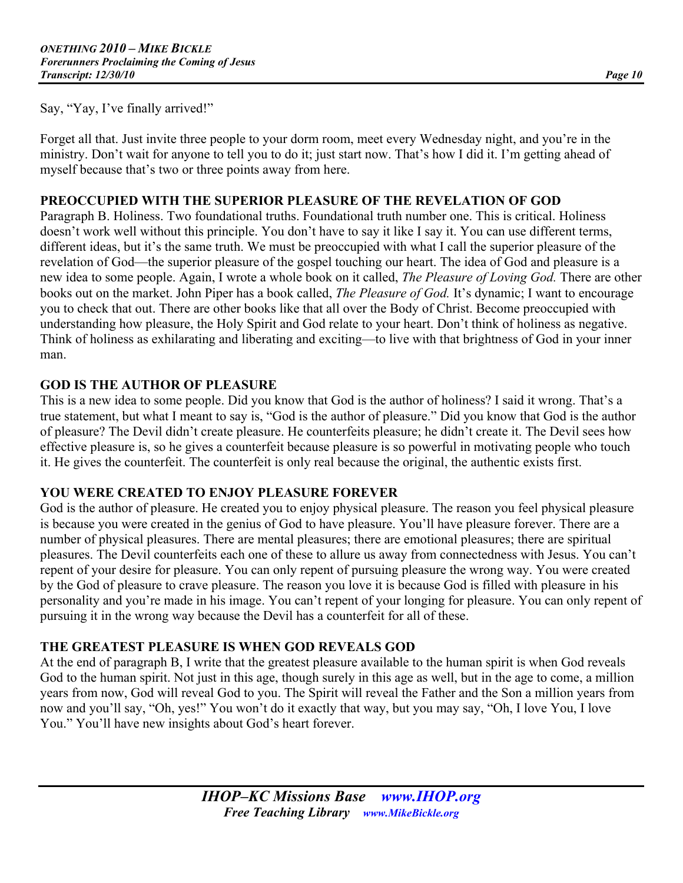Say, "Yay, I've finally arrived!"

Forget all that. Just invite three people to your dorm room, meet every Wednesday night, and you're in the ministry. Don't wait for anyone to tell you to do it; just start now. That's how I did it. I'm getting ahead of myself because that's two or three points away from here.

## PREOCCUPIED WITH THE SUPERIOR PLEASURE OF THE REVELATION OF GOD

Paragraph B. Holiness. Two foundational truths. Foundational truth number one. This is critical. Holiness doesn't work well without this principle. You don't have to say it like I say it. You can use different terms, different ideas, but it's the same truth. We must be preoccupied with what I call the superior pleasure of the revelation of God—the superior pleasure of the gospel touching our heart. The idea of God and pleasure is a new idea to some people. Again, I wrote a whole book on it called, *The Pleasure of Loving God.* There are other books out on the market. John Piper has a book called, *The Pleasure of God.* It's dynamic; I want to encourage you to check that out. There are other books like that all over the Body of Christ. Become preoccupied with understanding how pleasure, the Holy Spirit and God relate to your heart. Don't think of holiness as negative. Think of holiness as exhilarating and liberating and exciting—to live with that brightness of God in your inner man.

## GOD IS THE AUTHOR OF PLEASURE

This is a new idea to some people. Did you know that God is the author of holiness? I said it wrong. That's a true statement, but what I meant to say is, "God is the author of pleasure." Did you know that God is the author of pleasure? The Devil didn't create pleasure. He counterfeits pleasure; he didn't create it. The Devil sees how effective pleasure is, so he gives a counterfeit because pleasure is so powerful in motivating people who touch it. He gives the counterfeit. The counterfeit is only real because the original, the authentic exists first.

## YOU WERE CREATED TO ENJOY PLEASURE FOREVER

God is the author of pleasure. He created you to enjoy physical pleasure. The reason you feel physical pleasure is because you were created in the genius of God to have pleasure. You'll have pleasure forever. There are a number of physical pleasures. There are mental pleasures; there are emotional pleasures; there are spiritual pleasures. The Devil counterfeits each one of these to allure us away from connectedness with Jesus. You can't repent of your desire for pleasure. You can only repent of pursuing pleasure the wrong way. You were created by the God of pleasure to crave pleasure. The reason you love it is because God is filled with pleasure in his personality and you're made in his image. You can't repent of your longing for pleasure. You can only repent of pursuing it in the wrong way because the Devil has a counterfeit for all of these.

## THE GREATEST PLEASURE IS WHEN GOD REVEALS GOD

At the end of paragraph B, I write that the greatest pleasure available to the human spirit is when God reveals God to the human spirit. Not just in this age, though surely in this age as well, but in the age to come, a million years from now, God will reveal God to you. The Spirit will reveal the Father and the Son a million years from now and you'll say, "Oh, yes!" You won't do it exactly that way, but you may say, "Oh, I love You, I love You." You'll have new insights about God's heart forever.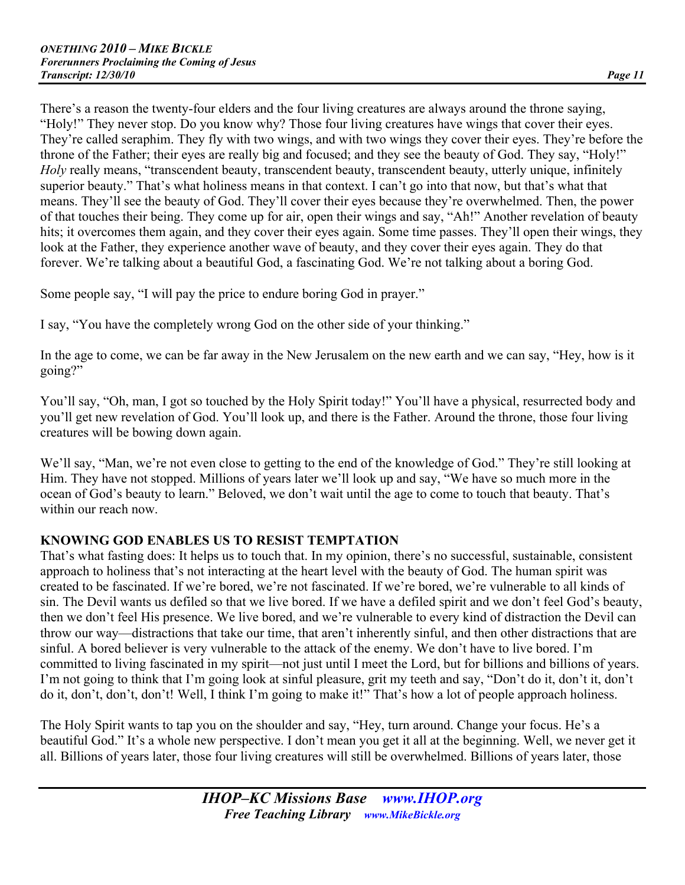There's a reason the twenty-four elders and the four living creatures are always around the throne saying, "Holy!" They never stop. Do you know why? Those four living creatures have wings that cover their eyes. They're called seraphim. They fly with two wings, and with two wings they cover their eyes. They're before the throne of the Father; their eyes are really big and focused; and they see the beauty of God. They say, "Holy!" *Holy* really means, "transcendent beauty, transcendent beauty, transcendent beauty, utterly unique, infinitely superior beauty." That's what holiness means in that context. I can't go into that now, but that's what that means. They'll see the beauty of God. They'll cover their eyes because they're overwhelmed. Then, the power of that touches their being. They come up for air, open their wings and say, "Ah!" Another revelation of beauty hits; it overcomes them again, and they cover their eyes again. Some time passes. They'll open their wings, they look at the Father, they experience another wave of beauty, and they cover their eyes again. They do that forever. We're talking about a beautiful God, a fascinating God. We're not talking about a boring God.

Some people say, "I will pay the price to endure boring God in prayer."

I say, "You have the completely wrong God on the other side of your thinking."

In the age to come, we can be far away in the New Jerusalem on the new earth and we can say, "Hey, how is it going?"

You'll say, "Oh, man, I got so touched by the Holy Spirit today!" You'll have a physical, resurrected body and you'll get new revelation of God. You'll look up, and there is the Father. Around the throne, those four living creatures will be bowing down again.

We'll say, "Man, we're not even close to getting to the end of the knowledge of God." They're still looking at Him. They have not stopped. Millions of years later we'll look up and say, "We have so much more in the ocean of God's beauty to learn." Beloved, we don't wait until the age to come to touch that beauty. That's within our reach now.

**KNOWING GOD ENABLES US TO RESIST TEMPTATION**

That's what fasting does: It helps us to touch that. In my opinion, there's no successful, sustainable, consistent approach to holiness that's not interacting at the heart level with the beauty of God. The human spirit was created to be fascinated. If we're bored, we're not fascinated. If we're bored, we're vulnerable to all kinds of sin. The Devil wants us defiled so that we live bored. If we have a defiled spirit and we don't feel God's beauty, then we don't feel His presence. We live bored, and we're vulnerable to every kind of distraction the Devil can throw our way—distractions that take our time, that aren't inherently sinful, and then other distractions that are sinful. A bored believer is very vulnerable to the attack of the enemy. We don't have to live bored. I'm committed to living fascinated in my spirit—not just until I meet the Lord, but for billions and billions of years. I'm not going to think that I'm going look at sinful pleasure, grit my teeth and say, "Don't do it, don't it, don't do it, don't, don't, don't! Well, I think I'm going to make it!" That's how a lot of people approach holiness.

The Holy Spirit wants to tap you on the shoulder and say, "Hey, turn around. Change your focus. He's a beautiful God." It's a whole new perspective. I don't mean you get it all at the beginning. Well, we never get it all. Billions of years later, those four living creatures will still be overwhelmed. Billions of years later, those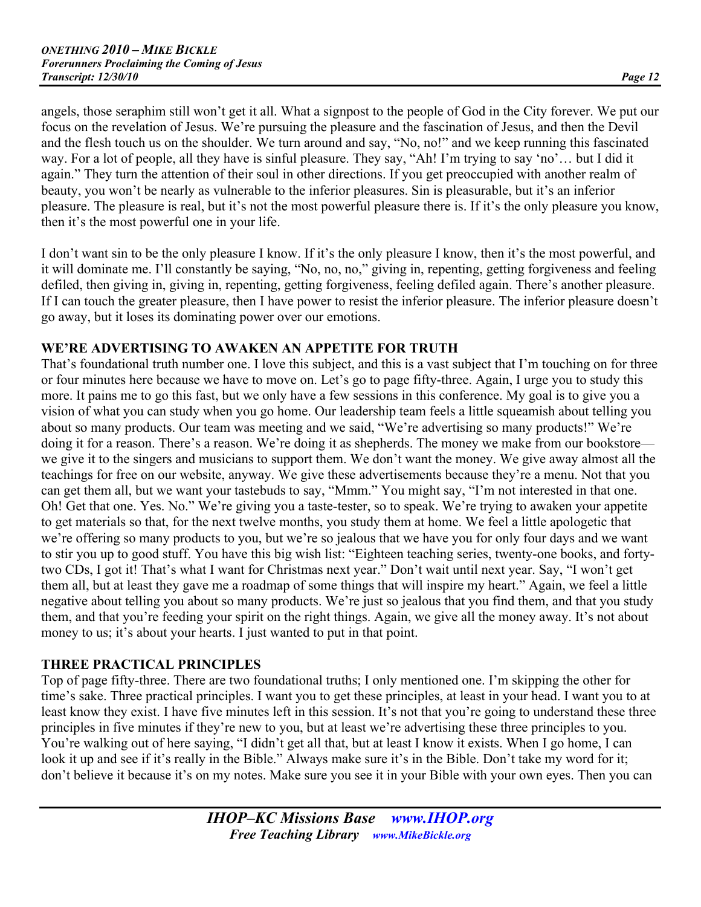angels, those seraphim still won't get it all. What a signpost to the people of God in the City forever. We put our focus on the revelation of Jesus. We're pursuing the pleasure and the fascination of Jesus, and then the Devil and the flesh touch us on the shoulder. We turn around and say, "No, no!" and we keep running this fascinated way. For a lot of people, all they have is sinful pleasure. They say, "Ah! I'm trying to say 'no'… but I did it again." They turn the attention of their soul in other directions. If you get preoccupied with another realm of beauty, you won't be nearly as vulnerable to the inferior pleasures. Sin is pleasurable, but it's an inferior pleasure. The pleasure is real, but it's not the most powerful pleasure there is. If it's the only pleasure you know, then it's the most powerful one in your life.

I don't want sin to be the only pleasure I know. If it's the only pleasure I know, then it's the most powerful, and it will dominate me. I'll constantly be saying, "No, no, no," giving in, repenting, getting forgiveness and feeling defiled, then giving in, giving in, repenting, getting forgiveness, feeling defiled again. There's another pleasure. If I can touch the greater pleasure, then I have power to resist the inferior pleasure. The inferior pleasure doesn't go away, but it loses its dominating power over our emotions.

**WE'RE ADVERTISING TO AWAKEN AN APPETITE FOR TRUTH**

That's foundational truth number one. I love this subject, and this is a vast subject that I'm touching on for three or four minutes here because we have to move on. Let's go to page fifty-three. Again, I urge you to study this more. It pains me to go this fast, but we only have a few sessions in this conference. My goal is to give you a vision of what you can study when you go home. Our leadership team feels a little squeamish about telling you about so many products. Our team was meeting and we said, "We're advertising so many products!" We're doing it for a reason. There's a reason. We're doing it as shepherds. The money we make from our bookstore—we give it to the singers and musicians to support them. We don't want the money. We give away almost all the teachings for free on our website, anyway. We give these advertisements because they're a menu. Not that you can get them all, but we want your tastebuds to say, "Mmm." You might say, "I'm not interested in that one. Oh! Get that one. Yes. No." We're giving you a taste-tester, so to speak. We're trying to awaken your appetite to get materials so that, for the next twelve months, you study them at home. We feel a little apologetic that we're offering so many products to you, but we're so jealous that we have you for only four days and we want to stir you up to good stuff. You have this big wish list: "Eighteen teaching series, twenty-one books, and forty-two CDs, I got it! That's what I want for Christmas next year." Don't wait until next year. Say, "I won't get them all, but at least they gave me a roadmap of some things that will inspire my heart." Again, we feel a little negative about telling you about so many products. We're just so jealous that you find them, and that you study them, and that you're feeding your spirit on the right things. Again, we give all the money away. It's not about money to us; it's about your hearts. I just wanted to put in that point.

**THREE PRACTICAL PRINCIPLES**

Top of page fifty-three. There are two foundational truths; I only mentioned one. I'm skipping the other for time's sake. Three practical principles. I want you to get these principles, at least in your head. I want you to at least know they exist. I have five minutes left in this session. It's not that you're going to understand these three principles in five minutes if they're new to you, but at least we're advertising these three principles to you. You're walking out of here saying, "I didn't get all that, but at least I know it exists. When I go home, I can look it up and see if it's really in the Bible." Always make sure it's in the Bible. Don't take my word for it; don't believe it because it's on my notes. Make sure you see it in your Bible with your own eyes. Then you can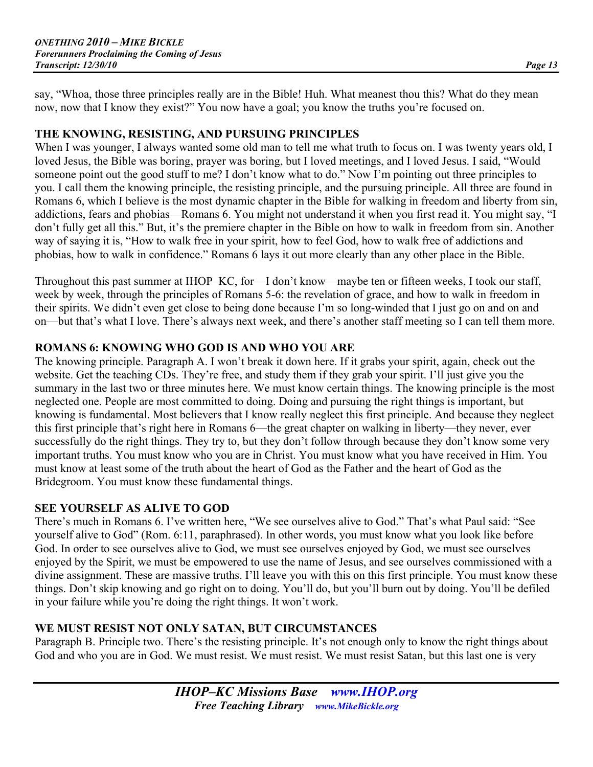say, "Whoa, those three principles really are in the Bible! Huh. What meanest thou this? What do they mean now, now that I know they exist?" You now have a goal; you know the truths you're focused on.

## THE KNOWING, RESISTING, AND PURSUING PRINCIPLES

When I was younger, I always wanted some old man to tell me what truth to focus on. I was twenty years old, I loved Jesus, the Bible was boring, prayer was boring, but I loved meetings, and I loved Jesus. I said, "Would someone point out the good stuff to me? I don't know what to do." Now I'm pointing out three principles to you. I call them the knowing principle, the resisting principle, and the pursuing principle. All three are found in Romans 6, which I believe is the most dynamic chapter in the Bible for walking in freedom and liberty from sin, addictions, fears and phobias—Romans 6. You might not understand it when you first read it. You might say, "I don't fully get all this." But, it's the premiere chapter in the Bible on how to walk in freedom from sin. Another way of saying it is, "How to walk free in your spirit, how to feel God, how to walk free of addictions and phobias, how to walk in confidence." Romans 6 lays it out more clearly than any other place in the Bible.

Throughout this past summer at IHOP–KC, for—I don't know—maybe ten or fifteen weeks, I took our staff, week by week, through the principles of Romans 5-6: the revelation of grace, and how to walk in freedom in their spirits. We didn't even get close to being done because I'm so long-winded that I just go on and on and on—but that's what I love. There's always next week, and there's another staff meeting so I can tell them more.

## ROMANS 6: KNOWING WHO GOD IS AND WHO YOU ARE

The knowing principle. Paragraph A. I won't break it down here. If it grabs your spirit, again, check out the website. Get the teaching CDs. They're free, and study them if they grab your spirit. I'll just give you the summary in the last two or three minutes here. We must know certain things. The knowing principle is the most neglected one. People are most committed to doing. Doing and pursuing the right things is important, but knowing is fundamental. Most believers that I know really neglect this first principle. And because they neglect this first principle that's right here in Romans 6—the great chapter on walking in liberty—they never, ever successfully do the right things. They try to, but they don't follow through because they don't know some very important truths. You must know who you are in Christ. You must know what you have received in Him. You must know at least some of the truth about the heart of God as the Father and the heart of God as the Bridegroom. You must know these fundamental things.

## SEE YOURSELF AS ALIVE TO GOD

There's much in Romans 6. I've written here, "We see ourselves alive to God." That's what Paul said: "See yourself alive to God" (Rom. 6:11, paraphrased). In other words, you must know what you look like before God. In order to see ourselves alive to God, we must see ourselves enjoyed by God, we must see ourselves enjoyed by the Spirit, we must be empowered to use the name of Jesus, and see ourselves commissioned with a divine assignment. These are massive truths. I'll leave you with this on this first principle. You must know these things. Don't skip knowing and go right on to doing. You'll do, but you'll burn out by doing. You'll be defiled in your failure while you're doing the right things. It won't work.

## WE MUST RESIST NOT ONLY SATAN, BUT CIRCUMSTANCES

Paragraph B. Principle two. There's the resisting principle. It's not enough only to know the right things about God and who you are in God. We must resist. We must resist. We must resist Satan, but this last one is very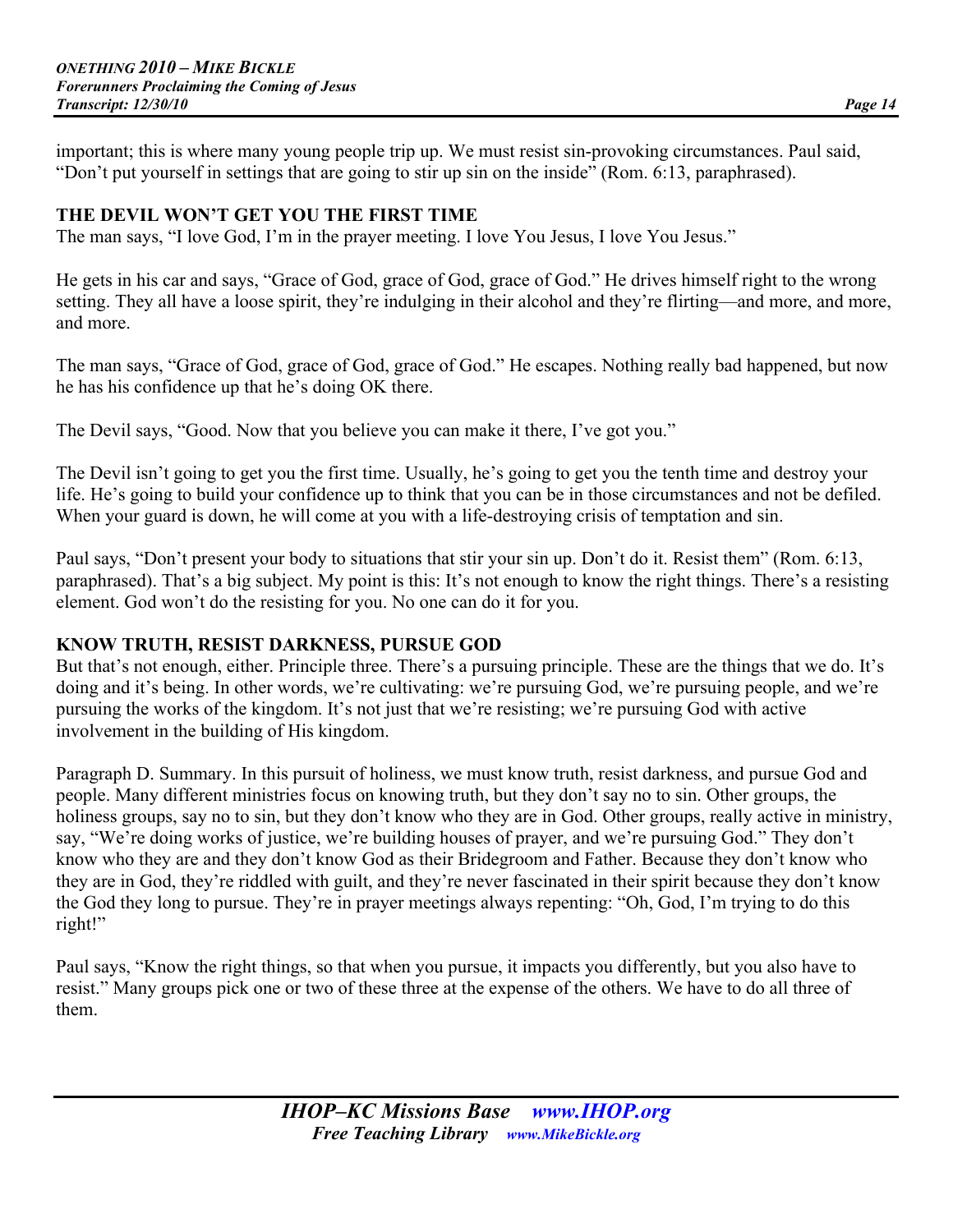important; this is where many young people trip up. We must resist sin-provoking circumstances. Paul said, "Don't put yourself in settings that are going to stir up sin on the inside" (Rom. 6:13, paraphrased).

**THE DEVIL WON'T GET YOU THE FIRST TIME**

The man says, "I love God, I'm in the prayer meeting. I love You Jesus, I love You Jesus."

He gets in his car and says, "Grace of God, grace of God, grace of God." He drives himself right to the wrong setting. They all have a loose spirit, they're indulging in their alcohol and they're flirting—and more, and more, and more.

The man says, "Grace of God, grace of God, grace of God." He escapes. Nothing really bad happened, but now he has his confidence up that he's doing OK there.

The Devil says, "Good. Now that you believe you can make it there, I've got you."

The Devil isn't going to get you the first time. Usually, he's going to get you the tenth time and destroy your life. He's going to build your confidence up to think that you can be in those circumstances and not be defiled. When your guard is down, he will come at you with a life-destroying crisis of temptation and sin.

Paul says, "Don't present your body to situations that stir your sin up. Don't do it. Resist them" (Rom. 6:13, paraphrased). That's a big subject. My point is this: It's not enough to know the right things. There's a resisting element. God won't do the resisting for you. No one can do it for you.

**KNOW TRUTH, RESIST DARKNESS, PURSUE GOD**

But that's not enough, either. Principle three. There's a pursuing principle. These are the things that we do. It's doing and it's being. In other words, we're cultivating: we're pursuing God, we're pursuing people, and we're pursuing the works of the kingdom. It's not just that we're resisting; we're pursuing God with active involvement in the building of His kingdom.

Paragraph D. Summary. In this pursuit of holiness, we must know truth, resist darkness, and pursue God and people. Many different ministries focus on knowing truth, but they don't say no to sin. Other groups, the holiness groups, say no to sin, but they don't know who they are in God. Other groups, really active in ministry, say, "We're doing works of justice, we're building houses of prayer, and we're pursuing God." They don't know who they are and they don't know God as their Bridegroom and Father. Because they don't know who they are in God, they're riddled with guilt, and they're never fascinated in their spirit because they don't know the God they long to pursue. They're in prayer meetings always repenting: "Oh, God, I'm trying to do this right!"

Paul says, "Know the right things, so that when you pursue, it impacts you differently, but you also have to resist." Many groups pick one or two of these three at the expense of the others. We have to do all three of them.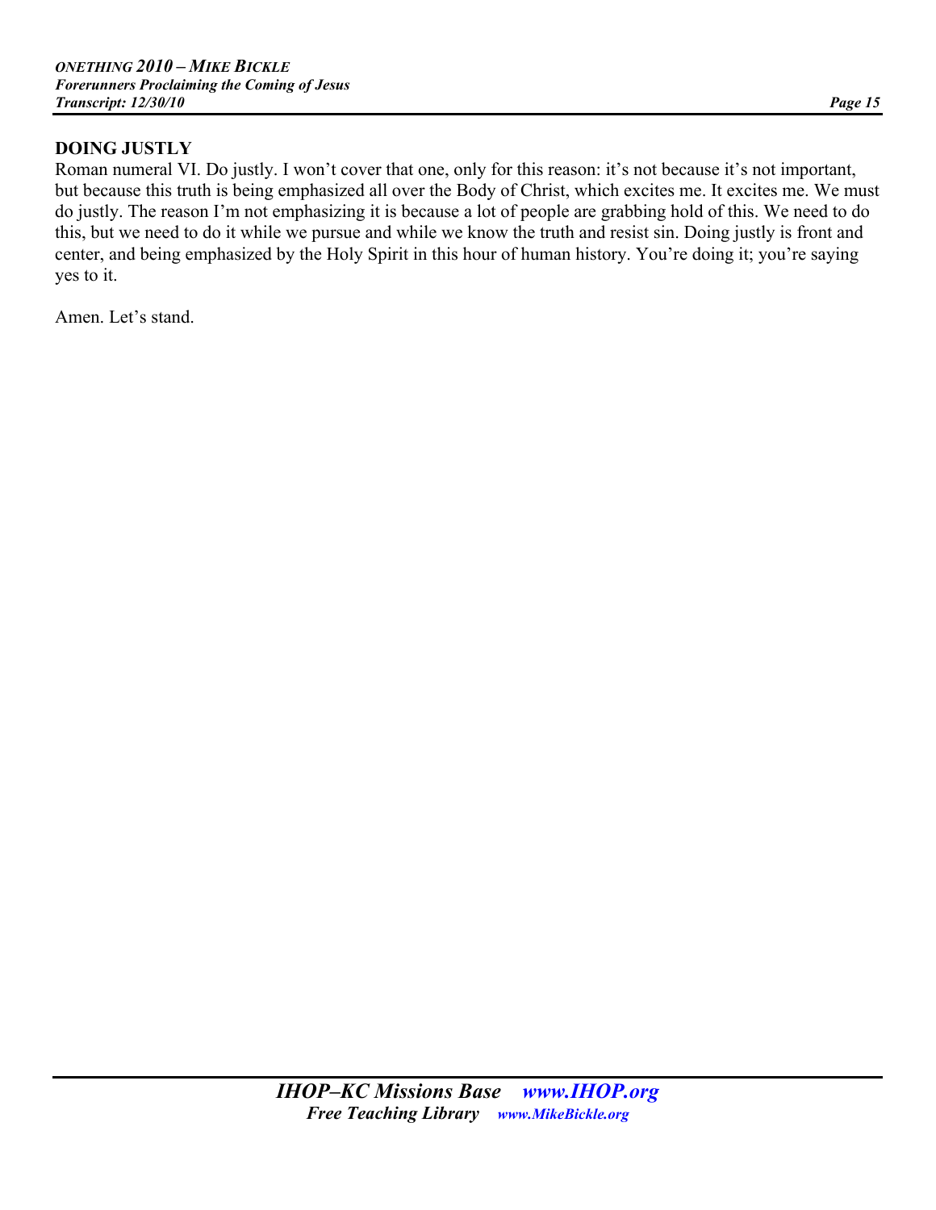## DOING JUSTLY

Roman numeral VI. Do justly. I won't cover that one, only for this reason: it's not because it's not important, but because this truth is being emphasized all over the Body of Christ, which excites me. It excites me. We must do justly. The reason I'm not emphasizing it is because a lot of people are grabbing hold of this. We need to do this, but we need to do it while we pursue and while we know the truth and resist sin. Doing justly is front and center, and being emphasized by the Holy Spirit in this hour of human history. You're doing it; you're saying yes to it.

Amen. Let's stand.